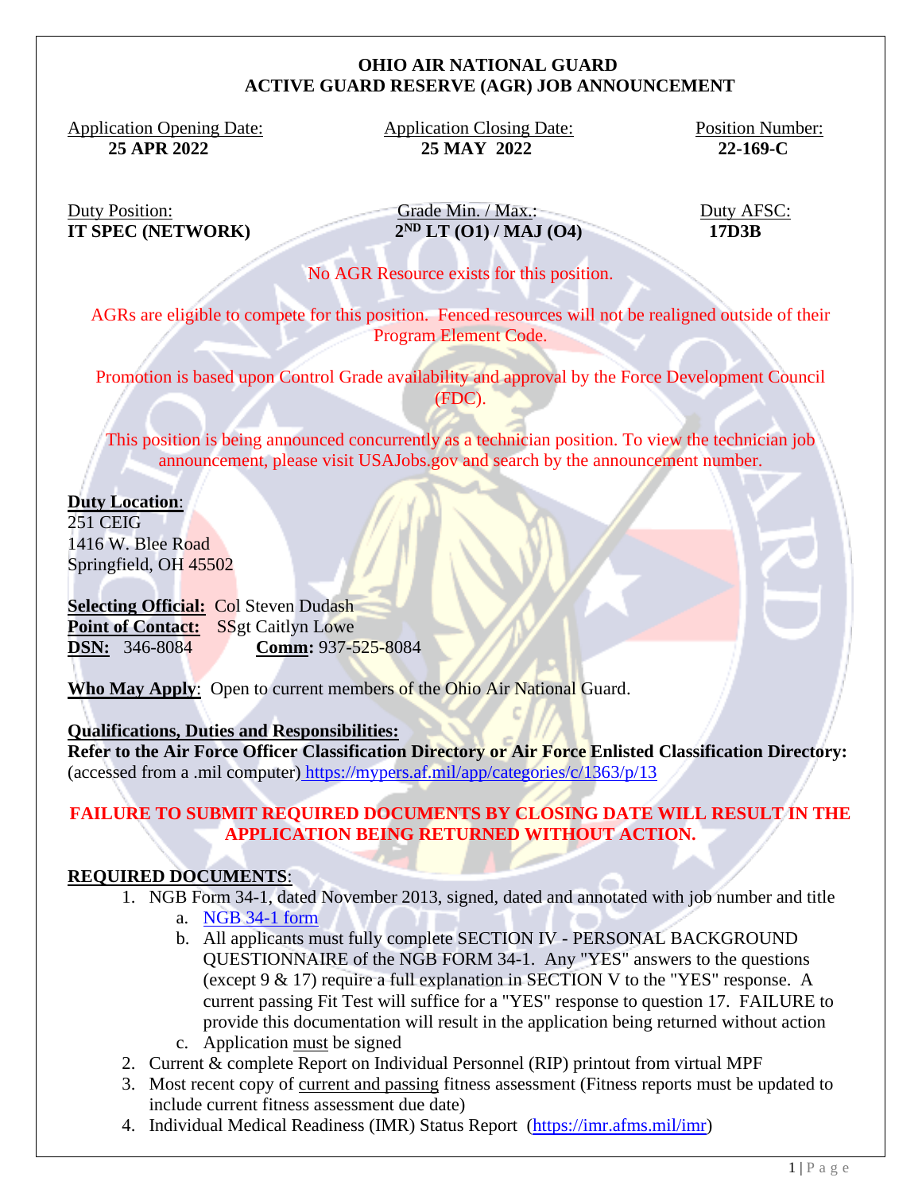# OHIO AIR NATIONAL GUARD
# ACTIVE GUARD RESERVE (AGR) JOB ANNOUNCEMENT

| Application Opening Date: | Application Closing Date: | Position Number: |
|---|---|---|
| **25 APR 2022** | **25 MAY 2022** | **22-169-C** |

| Duty Position: | Grade Min. / Max.: | Duty AFSC: |
|---|---|---|
| **IT SPEC (NETWORK)** | **2ND LT (O1) / MAJ (O4)** | **17D3B** |

No AGR Resource exists for this position.

AGRs are eligible to compete for this position. Fenced resources will not be realigned outside of their Program Element Code.

Promotion is based upon Control Grade availability and approval by the Force Development Council (FDC).

This position is being announced concurrently as a technician position. To view the technician job announcement, please visit USAJobs.gov and search by the announcement number.

**Duty Location**:
251 CEIG
1416 W. Blee Road
Springfield, OH 45502

**Selecting Official:** Col Steven Dudash
**Point of Contact:** SSgt Caitlyn Lowe
**DSN:** 346-8084 **Comm:** 937-525-8084

**Who May Apply**: Open to current members of the Ohio Air National Guard.

**Qualifications, Duties and Responsibilities:**
**Refer to the Air Force Officer Classification Directory or Air Force Enlisted Classification Directory:** (accessed from a .mil computer) https://mypers.af.mil/app/categories/c/1363/p/13

**FAILURE TO SUBMIT REQUIRED DOCUMENTS BY CLOSING DATE WILL RESULT IN THE APPLICATION BEING RETURNED WITHOUT ACTION.**

**REQUIRED DOCUMENTS**:

1. NGB Form 34-1, dated November 2013, signed, dated and annotated with job number and title
   a. NGB 34-1 form
   b. All applicants must fully complete SECTION IV - PERSONAL BACKGROUND QUESTIONNAIRE of the NGB FORM 34-1. Any "YES" answers to the questions (except 9 & 17) require a full explanation in SECTION V to the "YES" response. A current passing Fit Test will suffice for a "YES" response to question 17. FAILURE to provide this documentation will result in the application being returned without action
   c. Application must be signed
2. Current & complete Report on Individual Personnel (RIP) printout from virtual MPF
3. Most recent copy of current and passing fitness assessment (Fitness reports must be updated to include current fitness assessment due date)
4. Individual Medical Readiness (IMR) Status Report (https://imr.afms.mil/imr)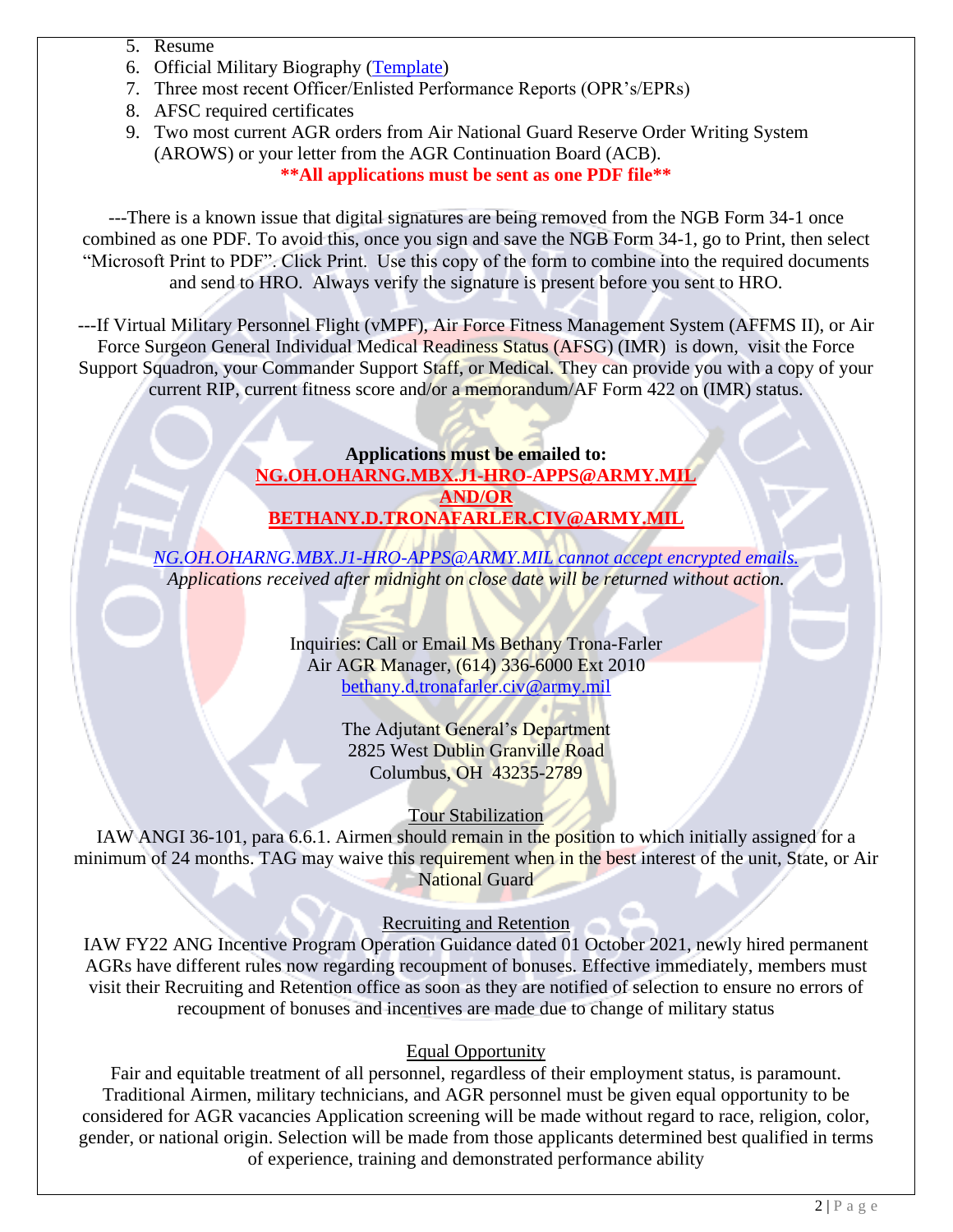5. Resume
6. Official Military Biography (Template)
7. Three most recent Officer/Enlisted Performance Reports (OPR's/EPRs)
8. AFSC required certificates
9. Two most current AGR orders from Air National Guard Reserve Order Writing System (AROWS) or your letter from the AGR Continuation Board (ACB).

**\*\*All applications must be sent as one PDF file\*\***

---There is a known issue that digital signatures are being removed from the NGB Form 34-1 once combined as one PDF. To avoid this, once you sign and save the NGB Form 34-1, go to Print, then select "Microsoft Print to PDF". Click Print. Use this copy of the form to combine into the required documents and send to HRO. Always verify the signature is present before you sent to HRO.

---If Virtual Military Personnel Flight (vMPF), Air Force Fitness Management System (AFFMS II), or Air Force Surgeon General Individual Medical Readiness Status (AFSG) (IMR) is down, visit the Force Support Squadron, your Commander Support Staff, or Medical. They can provide you with a copy of your current RIP, current fitness score and/or a memorandum/AF Form 422 on (IMR) status.

**Applications must be emailed to:**
**NG.OH.OHARNG.MBX.J1-HRO-APPS@ARMY.MIL**
**AND/OR**
**BETHANY.D.TRONAFARLER.CIV@ARMY.MIL**

*NG.OH.OHARNG.MBX.J1-HRO-APPS@ARMY.MIL cannot accept encrypted emails.*
*Applications received after midnight on close date will be returned without action.*

Inquiries: Call or Email Ms Bethany Trona-Farler
Air AGR Manager, (614) 336-6000 Ext 2010
bethany.d.tronafarler.civ@army.mil

The Adjutant General's Department
2825 West Dublin Granville Road
Columbus, OH 43235-2789

## Tour Stabilization

IAW ANGI 36-101, para 6.6.1. Airmen should remain in the position to which initially assigned for a minimum of 24 months. TAG may waive this requirement when in the best interest of the unit, State, or Air National Guard

## Recruiting and Retention

IAW FY22 ANG Incentive Program Operation Guidance dated 01 October 2021, newly hired permanent AGRs have different rules now regarding recoupment of bonuses. Effective immediately, members must visit their Recruiting and Retention office as soon as they are notified of selection to ensure no errors of recoupment of bonuses and incentives are made due to change of military status

## Equal Opportunity

Fair and equitable treatment of all personnel, regardless of their employment status, is paramount. Traditional Airmen, military technicians, and AGR personnel must be given equal opportunity to be considered for AGR vacancies Application screening will be made without regard to race, religion, color, gender, or national origin. Selection will be made from those applicants determined best qualified in terms of experience, training and demonstrated performance ability